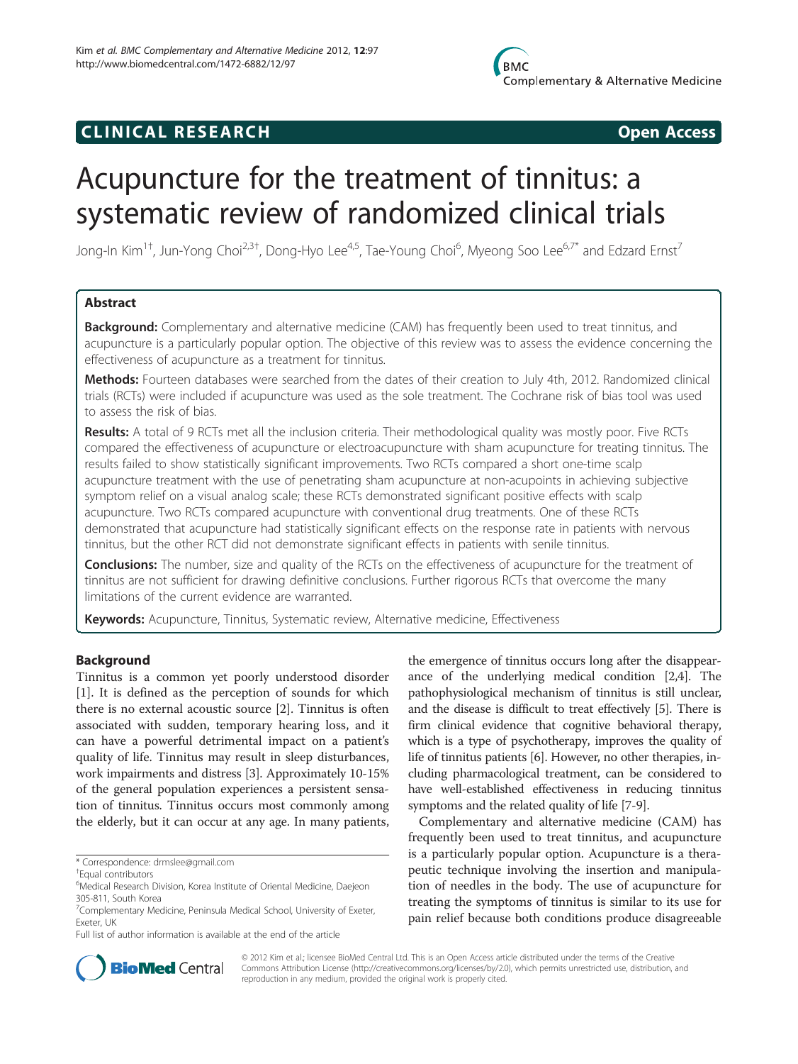CLINICAL RESEARCH **Open Access**

# Acupuncture for the treatment of tinnitus: a systematic review of randomized clinical trials

Jong-In Kim[1†], Jun-Yong Choi[2,3†], Dong-Hyo Lee[4,5], Tae-Young Choi[6], Myeong Soo Lee[6,7*] and Edzard Ernst[7]

## Abstract

**Background:** Complementary and alternative medicine (CAM) has frequently been used to treat tinnitus, and acupuncture is a particularly popular option. The objective of this review was to assess the evidence concerning the effectiveness of acupuncture as a treatment for tinnitus.

**Methods:** Fourteen databases were searched from the dates of their creation to July 4th, 2012. Randomized clinical trials (RCTs) were included if acupuncture was used as the sole treatment. The Cochrane risk of bias tool was used to assess the risk of bias.

**Results:** A total of 9 RCTs met all the inclusion criteria. Their methodological quality was mostly poor. Five RCTs compared the effectiveness of acupuncture or electroacupuncture with sham acupuncture for treating tinnitus. The results failed to show statistically significant improvements. Two RCTs compared a short one-time scalp acupuncture treatment with the use of penetrating sham acupuncture at non-acupoints in achieving subjective symptom relief on a visual analog scale; these RCTs demonstrated significant positive effects with scalp acupuncture. Two RCTs compared acupuncture with conventional drug treatments. One of these RCTs demonstrated that acupuncture had statistically significant effects on the response rate in patients with nervous tinnitus, but the other RCT did not demonstrate significant effects in patients with senile tinnitus.

**Conclusions:** The number, size and quality of the RCTs on the effectiveness of acupuncture for the treatment of tinnitus are not sufficient for drawing definitive conclusions. Further rigorous RCTs that overcome the many limitations of the current evidence are warranted.

**Keywords:** Acupuncture, Tinnitus, Systematic review, Alternative medicine, Effectiveness

## Background

Tinnitus is a common yet poorly understood disorder [1]. It is defined as the perception of sounds for which there is no external acoustic source [2]. Tinnitus is often associated with sudden, temporary hearing loss, and it can have a powerful detrimental impact on a patient's quality of life. Tinnitus may result in sleep disturbances, work impairments and distress [3]. Approximately 10-15% of the general population experiences a persistent sensation of tinnitus. Tinnitus occurs most commonly among the elderly, but it can occur at any age. In many patients, the emergence of tinnitus occurs long after the disappearance of the underlying medical condition [2,4]. The pathophysiological mechanism of tinnitus is still unclear, and the disease is difficult to treat effectively [5]. There is firm clinical evidence that cognitive behavioral therapy, which is a type of psychotherapy, improves the quality of life of tinnitus patients [6]. However, no other therapies, including pharmacological treatment, can be considered to have well-established effectiveness in reducing tinnitus symptoms and the related quality of life [7-9].

Complementary and alternative medicine (CAM) has frequently been used to treat tinnitus, and acupuncture is a particularly popular option. Acupuncture is a therapeutic technique involving the insertion and manipulation of needles in the body. The use of acupuncture for treating the symptoms of tinnitus is similar to its use for pain relief because both conditions produce disagreeable

\* Correspondence: drmslee@gmail.com
†Equal contributors
[6]Medical Research Division, Korea Institute of Oriental Medicine, Daejeon 305-811, South Korea
[7]Complementary Medicine, Peninsula Medical School, University of Exeter, Exeter, UK
Full list of author information is available at the end of the article

© 2012 Kim et al.; licensee BioMed Central Ltd. This is an Open Access article distributed under the terms of the Creative Commons Attribution License (http://creativecommons.org/licenses/by/2.0), which permits unrestricted use, distribution, and reproduction in any medium, provided the original work is properly cited.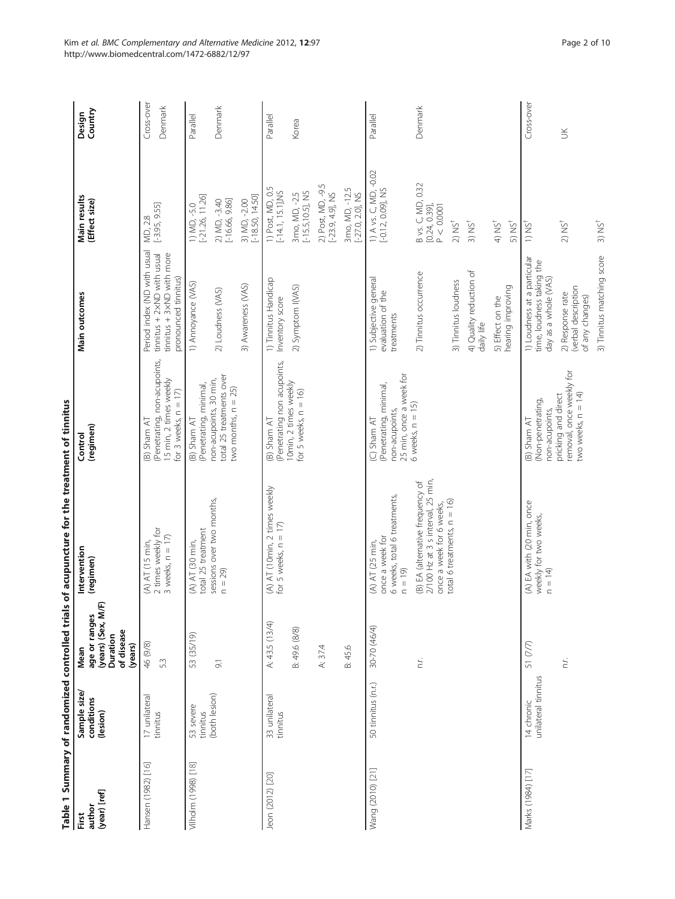**Table 1 Summary of randomized controlled trials of acupuncture for the treatment of tinnitus**

| First author (year) [ref] | Sample size/ conditions (lesion) | Mean age or ranges (years) (Sex, M/F) Duration of disease (years) | Intervention (regimen) | Control (regimen) | Main outcomes | Main results (Effect size) | Design Country |
|---|---|---|---|---|---|---|---|
| Hansen (1982) [16] | 17 unilateral tinnitus | 46 (9/8) | (A) AT (15 min, 2 times weekly for 3 weeks, n = 17) | (B) Sham AT (Penetrating, non-acupoints, 15 min, 2 times weekly for 3 weeks, n = 17) | Period index (ND with usual tinnitus + 2×ND with usual tinnitus + 3×ND with more pronounced tinnitus) | MD, 2.8 [-3.95, 9.55] | Cross-over |
| | | 5.3 | | | | | Denmark |
| Vilholm (1998) [18] | 53 severe tinnitus (both lesion) | 53 (35/19) | (A) AT (30 min, total 25 treatment sessions over two months, n = 29) | (B) Sham AT (Penetrating, minimal, non-acupoints, 30 min, total 25 treatments over two months, n = 25) | 1) Annoyance (VAS) | 1) MD, -5.0 [-21.26, 11.26] | Parallel |
| | | 9.1 | | | 2) Loudness (VAS) | 2) MD, -3.40 [-16.66, 9.86] | Denmark |
| | | | | | 3) Awareness (VAS) | 3) MD, -2.00 [-18.50, 14.50] | |
| Jeon (2012) [20] | 33 unilateral tinnitus | A: 43.5 (13/4) | (A) AT (10min, 2 times weekly for 5 weeks, n = 17) | (B) Sham AT (Penetrating non acupoints, 10min, 2 times weekly for 5 weeks, n = 16) | 1) Tinnitus Handicap Inventory score | 1) Post, MD, 0.5 [-14.1, 15.1],NS | Parallel |
| | | B: 49.6 (8/8) | | | 2) Symptom (VAS) | 3mo, MD, -2.5 [-15.5,10.5], NS | Korea |
| | | A: 37.4 | | | | 2) Post, MD, -9.5 [-23.9, 4.9], NS | |
| | | B: 45.6 | | | | 3mo, MD, -12.5 [-27.0, 2.0], NS | |
| Wang (2010) [21] | 50 tinnitus (n.r.) | 30-70 (46/4) | (A) AT (25 min, once a week for 6 weeks, total 6 treatments, n = 19) | (C) Sham AT (Penetrating, minimal, non-acupoints, 25 min, once a week for 6 weeks, n = 15) | 1) Subjective general evaluation of the treatments | 1) A vs. C, MD, -0.02 [-0.12, 0.09], NS | Parallel |
| | | n.r. | (B) EA (alternative frequency of 2/100 Hz at 3 s interval, 25 min, once a week for 6 weeks, total 6 treatments, n = 16) | | 2) Tinnitus occurrence | B vs. C, MD, 0.32 [0.24, 0.39], P < 0.0001 | Denmark |
| | | | | | 3) Tinnitus loudness | 2) NS[†] | |
| | | | | | 4) Quality reduction of daily life | 3) NS[†] | |
| | | | | | 5) Effect on the hearing improving | 4) NS[†] | |
| | | | | | | 5) NS[†] | |
| Marks (1984) [17] | 14 chronic unilateral tinnitus | 51 (7/7) | (A) EA with (20 min, once weekly for two weeks, n = 14) | (B) Sham AT (Non-penetrating, non-acupoints, pricking and direct removal, once weekly for two weeks, n = 14) | 1) Loudness at a particular time, loudness taking the day as a whole (VAS) | 1) NS[†] | Cross-over |
| | | n.r. | | | 2) Response rate (verbal description of any changes) | 2) NS[†] | UK |
| | | | | | 3) Tinnitus matching score | 3) NS[†] | |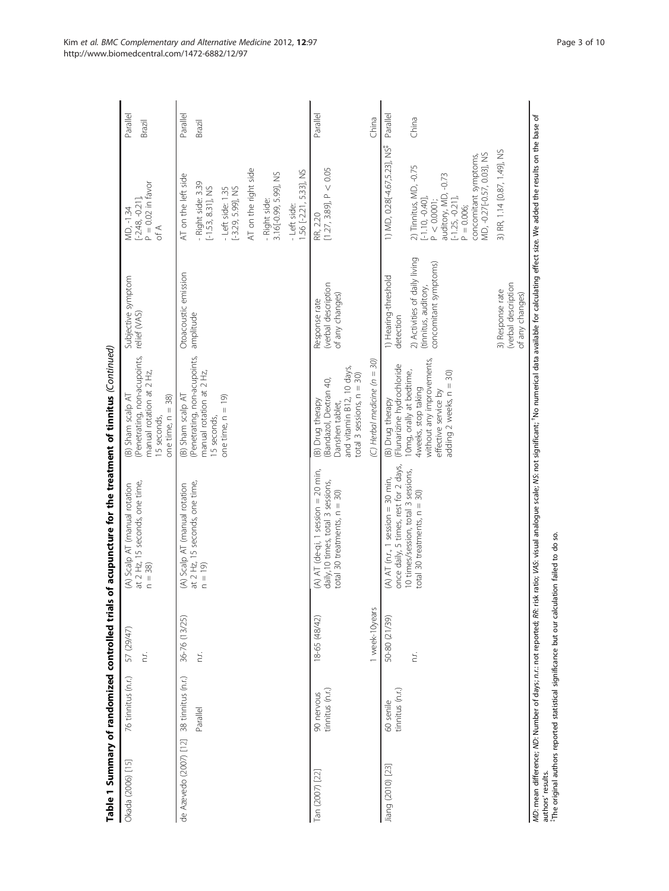**Table 1 Summary of randomized controlled trials of acupuncture for the treatment of tinnitus** *(Continued)*

| | | | | | | | |
|---|---|---|---|---|---|---|---|
| Okada (2006) [15] | 76 tinnitus (n.r.) | 57 (29/47) n.r. | (A) Scalp AT (manual rotation at 2 Hz, 15 seconds, one time, n = 38) | (B) Sham scalp AT (Penetrating, non-acupoints, manual rotation at 2 Hz, 15 seconds, one time, n = 38) | Subjective symptom relief (VAS) | MD, -1.34 [-2.48, -0.21], P = 0.02 in favor of A | Parallel Brazil |
| de Azevedo (2007) [12] | 38 tinnitus (n.r.) Parallel | 36-76 (13/25) n.r. | (A) Scalp AT (manual rotation at 2 Hz, 15 seconds, one time, n = 19) | (B) Sham scalp AT (Penetrating, non-acupoints, manual rotation at 2 Hz, 15 seconds, one time, n = 19) | Otoacoustic emission amplitude | AT on the left side - Right side: 3.39 [-1.53, 8.31], NS - Left side: 1.35 [-3.29, 5.99], NS AT on the right side - Right side: 3.16[-0.99, 5.99], NS - Left side: 1.56 [-2.21, 5.33], NS | Parallel Brazil |
| Tan (2007) [22] | 90 nervous tinnitus (n.r.) | 18-65 (48/42) 1 week-10years | (A) AT (de-qi, 1 session = 20 min, daily,10 times, total 3 sessions, total 30 treatments, n = 30) | (B) Drug therapy (Bandazol, Dextran 40, Danshen tablet, and vitamin B12, 10 days, total 3 sessions, n = 30) (C) Herbal medicine (n = 30) | Response rate (verbal description of any changes) | RR, 2.20 [1.27, 3.89], P < 0.05 | Parallel China |
| Jiang (2010) [23] | 60 senile tinnitus (n.r.) | 50-80 (21/39) n.r. | (A) AT (n.r., 1 session = 30 min, once daily, 5 times, rest for 2 days, 10 times/session, total 3 sessions, total 30 treatments, n = 30) | (B) Drug therapy (Flunarizine hydrochloride 10mg, orally at bedtime, 4weeks, stop taking without any improvements, effective service by adding 2 weeks, n = 30) | 1) Hearing-threshold detection 2) Activities of daily living (tinnitus, auditory, concomitant symptoms) 3) Response rate (verbal description of any changes) | 1) MD, 0.28[-4.67,5.23], NS[‡] 2) Tinnitus, MD, -0.75 [-1.10, -0.40], P < 0.0001; auditory, MD, -0.73 [-1.25, -0.21], P = 0.006; concomitant symptoms, MD, -0.27[-0.57, 0.03], NS 3) RR, 1.14 [0.87, 1.49], NS | Parallel China |

*MD*: mean difference; *ND*: Number of days; *n.r.*: not reported; *RR*: risk ratio; *VAS*: visual analogue scale; *NS*: not significant; [†]No numerical data available for calculating effect size. We added the results on the base of authors' results.
[‡]The original authors reported statistical significance but our calculation failed to do so.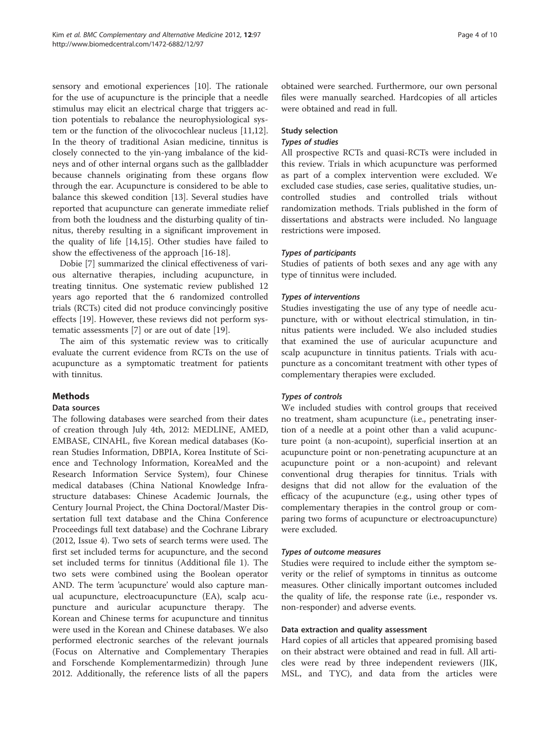sensory and emotional experiences [10]. The rationale for the use of acupuncture is the principle that a needle stimulus may elicit an electrical charge that triggers action potentials to rebalance the neurophysiological system or the function of the olivocochlear nucleus [11,12]. In the theory of traditional Asian medicine, tinnitus is closely connected to the yin-yang imbalance of the kidneys and of other internal organs such as the gallbladder because channels originating from these organs flow through the ear. Acupuncture is considered to be able to balance this skewed condition [13]. Several studies have reported that acupuncture can generate immediate relief from both the loudness and the disturbing quality of tinnitus, thereby resulting in a significant improvement in the quality of life [14,15]. Other studies have failed to show the effectiveness of the approach [16-18].

Dobie [7] summarized the clinical effectiveness of various alternative therapies, including acupuncture, in treating tinnitus. One systematic review published 12 years ago reported that the 6 randomized controlled trials (RCTs) cited did not produce convincingly positive effects [19]. However, these reviews did not perform systematic assessments [7] or are out of date [19].

The aim of this systematic review was to critically evaluate the current evidence from RCTs on the use of acupuncture as a symptomatic treatment for patients with tinnitus.

## Methods

### Data sources

The following databases were searched from their dates of creation through July 4th, 2012: MEDLINE, AMED, EMBASE, CINAHL, five Korean medical databases (Korean Studies Information, DBPIA, Korea Institute of Science and Technology Information, KoreaMed and the Research Information Service System), four Chinese medical databases (China National Knowledge Infrastructure databases: Chinese Academic Journals, the Century Journal Project, the China Doctoral/Master Dissertation full text database and the China Conference Proceedings full text database) and the Cochrane Library (2012, Issue 4). Two sets of search terms were used. The first set included terms for acupuncture, and the second set included terms for tinnitus (Additional file 1). The two sets were combined using the Boolean operator AND. The term 'acupuncture' would also capture manual acupuncture, electroacupuncture (EA), scalp acupuncture and auricular acupuncture therapy. The Korean and Chinese terms for acupuncture and tinnitus were used in the Korean and Chinese databases. We also performed electronic searches of the relevant journals (Focus on Alternative and Complementary Therapies and Forschende Komplementarmedizin) through June 2012. Additionally, the reference lists of all the papers obtained were searched. Furthermore, our own personal files were manually searched. Hardcopies of all articles were obtained and read in full.

### Study selection

#### *Types of studies*

All prospective RCTs and quasi-RCTs were included in this review. Trials in which acupuncture was performed as part of a complex intervention were excluded. We excluded case studies, case series, qualitative studies, uncontrolled studies and controlled trials without randomization methods. Trials published in the form of dissertations and abstracts were included. No language restrictions were imposed.

#### *Types of participants*

Studies of patients of both sexes and any age with any type of tinnitus were included.

#### *Types of interventions*

Studies investigating the use of any type of needle acupuncture, with or without electrical stimulation, in tinnitus patients were included. We also included studies that examined the use of auricular acupuncture and scalp acupuncture in tinnitus patients. Trials with acupuncture as a concomitant treatment with other types of complementary therapies were excluded.

#### *Types of controls*

We included studies with control groups that received no treatment, sham acupuncture (i.e., penetrating insertion of a needle at a point other than a valid acupuncture point (a non-acupoint), superficial insertion at an acupuncture point or non-penetrating acupuncture at an acupuncture point or a non-acupoint) and relevant conventional drug therapies for tinnitus. Trials with designs that did not allow for the evaluation of the efficacy of the acupuncture (e.g., using other types of complementary therapies in the control group or comparing two forms of acupuncture or electroacupuncture) were excluded.

#### *Types of outcome measures*

Studies were required to include either the symptom severity or the relief of symptoms in tinnitus as outcome measures. Other clinically important outcomes included the quality of life, the response rate (i.e., responder vs. non-responder) and adverse events.

### Data extraction and quality assessment

Hard copies of all articles that appeared promising based on their abstract were obtained and read in full. All articles were read by three independent reviewers (JIK, MSL, and TYC), and data from the articles were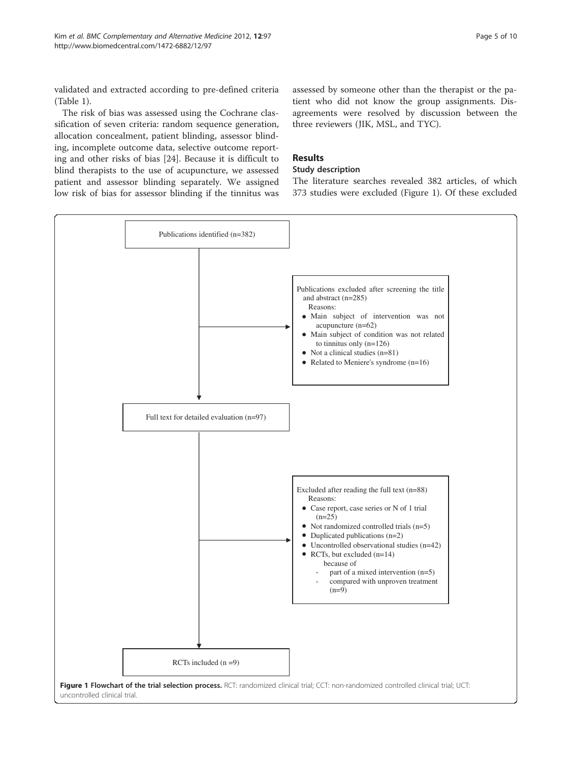validated and extracted according to pre-defined criteria (Table 1).

The risk of bias was assessed using the Cochrane classification of seven criteria: random sequence generation, allocation concealment, patient blinding, assessor blinding, incomplete outcome data, selective outcome reporting and other risks of bias [24]. Because it is difficult to blind therapists to the use of acupuncture, we assessed patient and assessor blinding separately. We assigned low risk of bias for assessor blinding if the tinnitus was assessed by someone other than the therapist or the patient who did not know the group assignments. Disagreements were resolved by discussion between the three reviewers (JIK, MSL, and TYC).

## Results

### Study description

The literature searches revealed 382 articles, of which 373 studies were excluded (Figure 1). Of these excluded

Publications identified (n=382)

Publications excluded after screening the title and abstract (n=285)
Reasons:
- Main subject of intervention was not acupuncture (n=62)
- Main subject of condition was not related to tinnitus only (n=126)
- Not a clinical studies (n=81)
- Related to Meniere's syndrome (n=16)

Full text for detailed evaluation (n=97)

Excluded after reading the full text (n=88)
Reasons:
- Case report, case series or N of 1 trial (n=25)
- Not randomized controlled trials (n=5)
- Duplicated publications (n=2)
- Uncontrolled observational studies (n=42)
- RCTs, but excluded (n=14) because of
  - part of a mixed intervention (n=5)
  - compared with unproven treatment (n=9)

RCTs included (n =9)

**Figure 1 Flowchart of the trial selection process.** RCT: randomized clinical trial; CCT: non-randomized controlled clinical trial; UCT: uncontrolled clinical trial.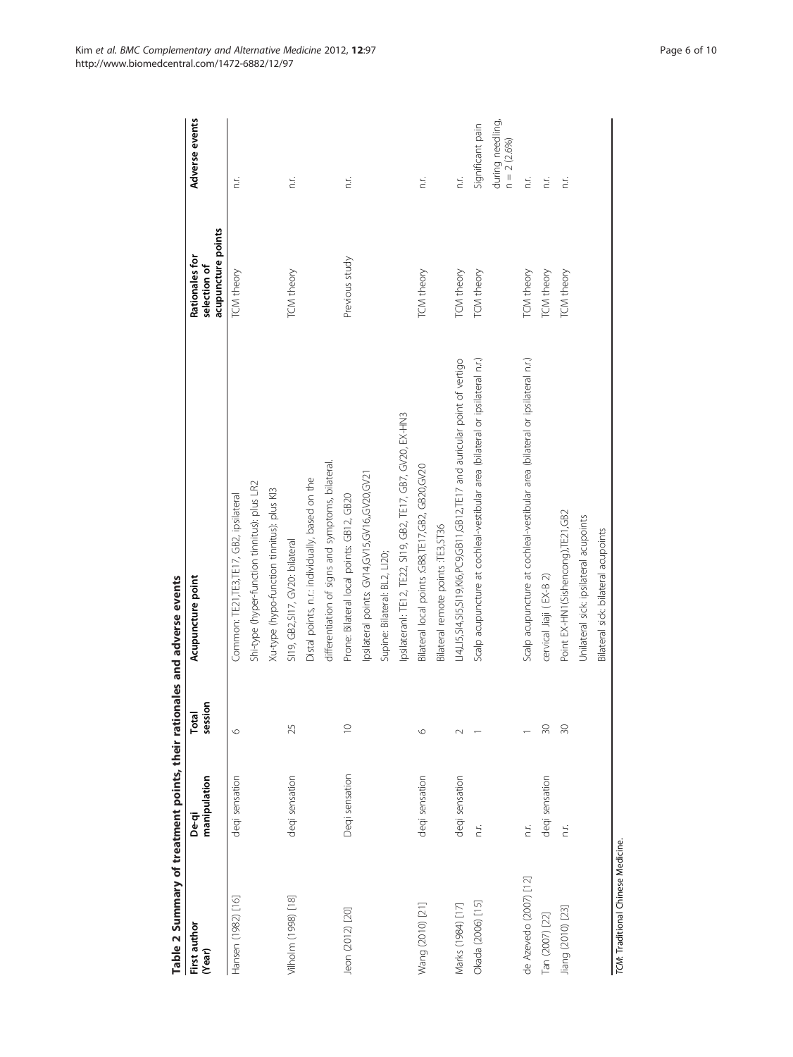**Table 2 Summary of treatment points, their rationales and adverse events**

| First author (Year) | De-qi manipulation | Total session | Acupuncture point | Rationales for selection of acupuncture points | Adverse events |
|---|---|---|---|---|---|
| Hansen (1982) [16] | deqi sensation | 6 | Common: TE21,TE3,TE17, GB2, ipsilateral | TCM theory | n.r. |
| | | | Shi-type (hyper-function tinnitus): plus LR2 | | |
| | | | Xu-type (hypo-function tinnitus): plus KI3 | | |
| Vilholm (1998) [18] | deqi sensation | 25 | SI19, GB2,SI17, GV20: bilateral | TCM theory | n.r. |
| | | | Distal points, n.r.: individually, based on the differentiation of signs and symptoms, bilateral. | | |
| Jeon (2012) [20] | Deqi sensation | 10 | Prone: Bilateral local points: GB12, GB20 | Previous study | n.r. |
| | | | Ipsilateral points: GV14,GV15,GV16,GV20,GV21 | | |
| | | | Supine: Bilateral: BL2, LI20; | | |
| | | | Ipsilateranl: TE12, TE22, SI19, GB2, TE17, GB7, GV20, EX-HN3 | | |
| Wang (2010) [21] | deqi sensation | 6 | Bilateral local points :GB8,TE17,GB2, GB20,GV20 | TCM theory | n.r. |
| | | | Bilateral remote points :TE3,ST36 | | |
| Marks (1984) [17] | deqi sensation | 2 | LI4,LI5,SI4,SI5,SI19,KI6,PC9,GB11,GB12,TE17 and auricular point of vertigo | TCM theory | n.r. |
| Okada (2006) [15] | n.r. | 1 | Scalp acupuncture at cochleal-vestibular area (bilateral or ipsilateral n.r.) | TCM theory | Significant pain during needling, n = 2 (2.6%) |
| de Azevedo (2007) [12] | n.r. | 1 | Scalp acupuncture at cochleal-vestibular area (bilateral or ipsilateral n.r.) | TCM theory | n.r. |
| Tan (2007) [22] | deqi sensation | 30 | cervical Jiaji ( EX-B 2) | TCM theory | n.r. |
| Jiang (2010) [23] | n.r. | 30 | Point EX-HN1(Sishencong),TE21,GB2 | TCM theory | n.r. |
| | | | Unilateral sick: ipsilateral acupoints | | |
| | | | Bilateral sick: bilateral acupoints | | |

TCM: Traditional Chinese Medicine.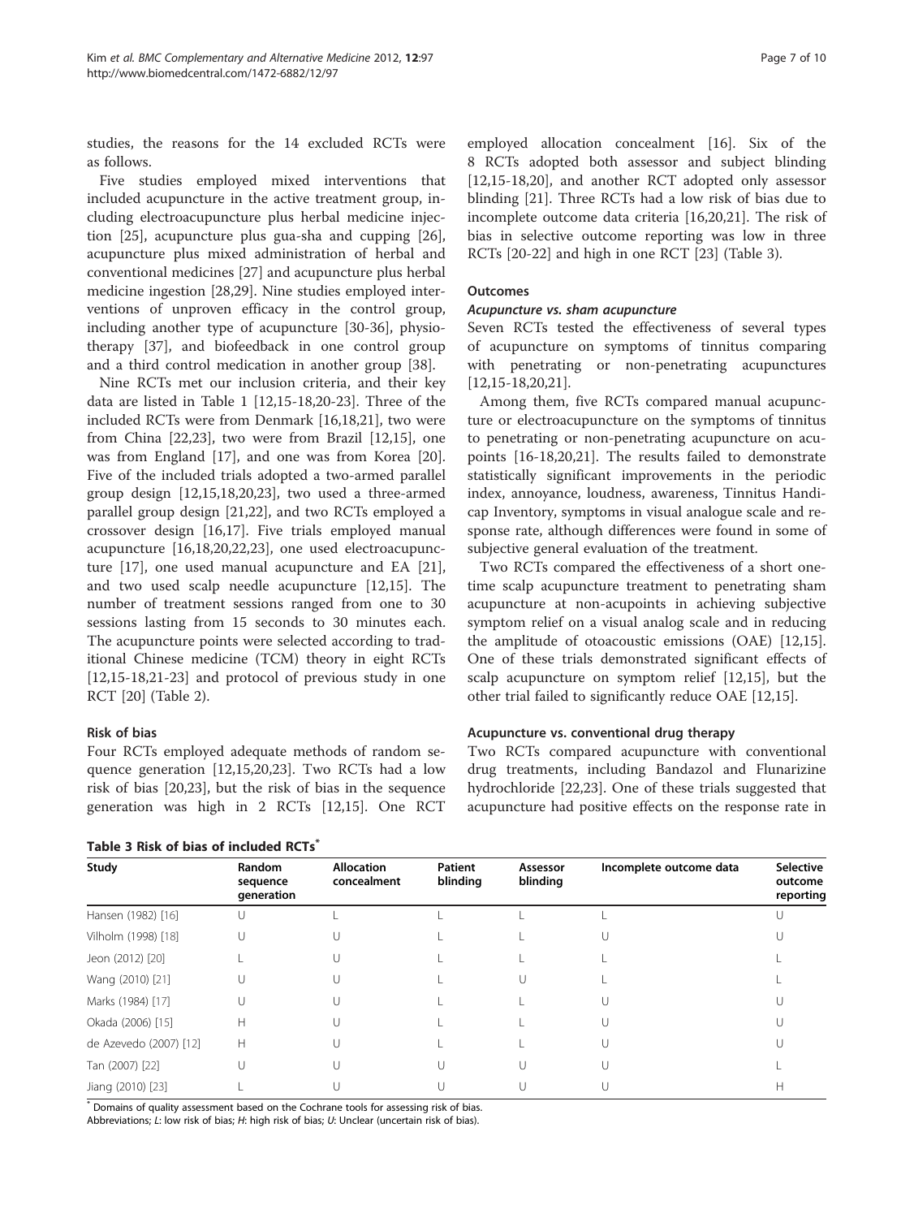studies, the reasons for the 14 excluded RCTs were as follows.

Five studies employed mixed interventions that included acupuncture in the active treatment group, including electroacupuncture plus herbal medicine injection [25], acupuncture plus gua-sha and cupping [26], acupuncture plus mixed administration of herbal and conventional medicines [27] and acupuncture plus herbal medicine ingestion [28,29]. Nine studies employed interventions of unproven efficacy in the control group, including another type of acupuncture [30-36], physiotherapy [37], and biofeedback in one control group and a third control medication in another group [38].

Nine RCTs met our inclusion criteria, and their key data are listed in Table 1 [12,15-18,20-23]. Three of the included RCTs were from Denmark [16,18,21], two were from China [22,23], two were from Brazil [12,15], one was from England [17], and one was from Korea [20]. Five of the included trials adopted a two-armed parallel group design [12,15,18,20,23], two used a three-armed parallel group design [21,22], and two RCTs employed a crossover design [16,17]. Five trials employed manual acupuncture [16,18,20,22,23], one used electroacupuncture [17], one used manual acupuncture and EA [21], and two used scalp needle acupuncture [12,15]. The number of treatment sessions ranged from one to 30 sessions lasting from 15 seconds to 30 minutes each. The acupuncture points were selected according to traditional Chinese medicine (TCM) theory in eight RCTs [12,15-18,21-23] and protocol of previous study in one RCT [20] (Table 2).

### Risk of bias

Four RCTs employed adequate methods of random sequence generation [12,15,20,23]. Two RCTs had a low risk of bias [20,23], but the risk of bias in the sequence generation was high in 2 RCTs [12,15]. One RCT employed allocation concealment [16]. Six of the 8 RCTs adopted both assessor and subject blinding [12,15-18,20], and another RCT adopted only assessor blinding [21]. Three RCTs had a low risk of bias due to incomplete outcome data criteria [16,20,21]. The risk of bias in selective outcome reporting was low in three RCTs [20-22] and high in one RCT [23] (Table 3).

### Outcomes

#### *Acupuncture vs. sham acupuncture*

Seven RCTs tested the effectiveness of several types of acupuncture on symptoms of tinnitus comparing with penetrating or non-penetrating acupunctures [12,15-18,20,21].

Among them, five RCTs compared manual acupuncture or electroacupuncture on the symptoms of tinnitus to penetrating or non-penetrating acupuncture on acupoints [16-18,20,21]. The results failed to demonstrate statistically significant improvements in the periodic index, annoyance, loudness, awareness, Tinnitus Handicap Inventory, symptoms in visual analogue scale and response rate, although differences were found in some of subjective general evaluation of the treatment.

Two RCTs compared the effectiveness of a short one-time scalp acupuncture treatment to penetrating sham acupuncture at non-acupoints in achieving subjective symptom relief on a visual analog scale and in reducing the amplitude of otoacoustic emissions (OAE) [12,15]. One of these trials demonstrated significant effects of scalp acupuncture on symptom relief [12,15], but the other trial failed to significantly reduce OAE [12,15].

#### Acupuncture vs. conventional drug therapy

Two RCTs compared acupuncture with conventional drug treatments, including Bandazol and Flunarizine hydrochloride [22,23]. One of these trials suggested that acupuncture had positive effects on the response rate in

**Table 3 Risk of bias of included RCTs***

| Study | Random sequence generation | Allocation concealment | Patient blinding | Assessor blinding | Incomplete outcome data | Selective outcome reporting |
|---|---|---|---|---|---|---|
| Hansen (1982) [16] | U | L | L | L | L | U |
| Vilholm (1998) [18] | U | U | L | L | U | U |
| Jeon (2012) [20] | L | U | L | L | L | L |
| Wang (2010) [21] | U | U | L | U | L | L |
| Marks (1984) [17] | U | U | L | L | U | U |
| Okada (2006) [15] | H | U | L | L | U | U |
| de Azevedo (2007) [12] | H | U | L | L | U | U |
| Tan (2007) [22] | U | U | U | U | U | L |
| Jiang (2010) [23] | L | U | U | U | U | H |

* Domains of quality assessment based on the Cochrane tools for assessing risk of bias.
Abbreviations; *L*: low risk of bias; *H*: high risk of bias; *U*: Unclear (uncertain risk of bias).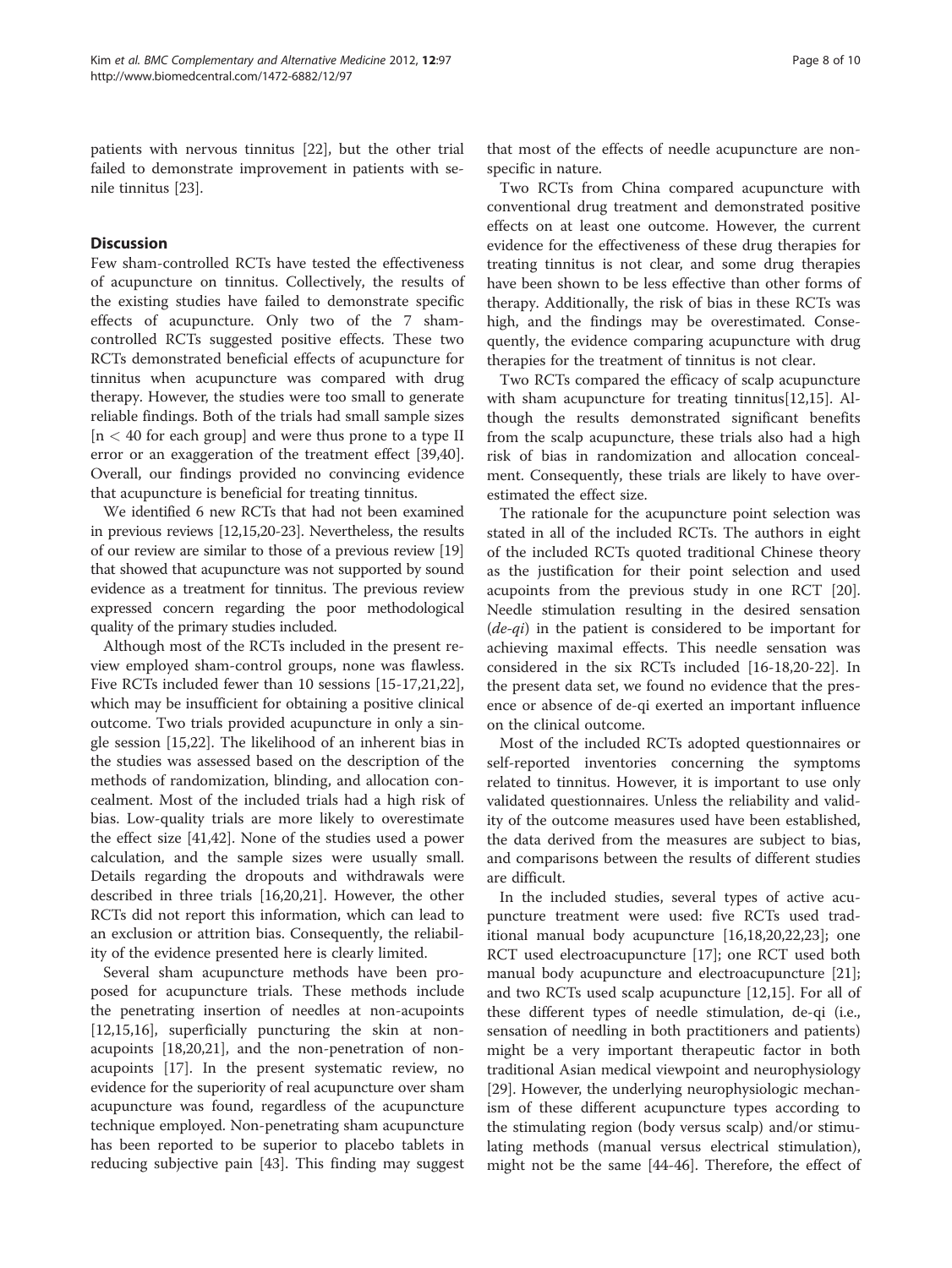patients with nervous tinnitus [22], but the other trial failed to demonstrate improvement in patients with senile tinnitus [23].

## Discussion

Few sham-controlled RCTs have tested the effectiveness of acupuncture on tinnitus. Collectively, the results of the existing studies have failed to demonstrate specific effects of acupuncture. Only two of the 7 sham-controlled RCTs suggested positive effects. These two RCTs demonstrated beneficial effects of acupuncture for tinnitus when acupuncture was compared with drug therapy. However, the studies were too small to generate reliable findings. Both of the trials had small sample sizes [n < 40 for each group] and were thus prone to a type II error or an exaggeration of the treatment effect [39,40]. Overall, our findings provided no convincing evidence that acupuncture is beneficial for treating tinnitus.

We identified 6 new RCTs that had not been examined in previous reviews [12,15,20-23]. Nevertheless, the results of our review are similar to those of a previous review [19] that showed that acupuncture was not supported by sound evidence as a treatment for tinnitus. The previous review expressed concern regarding the poor methodological quality of the primary studies included.

Although most of the RCTs included in the present review employed sham-control groups, none was flawless. Five RCTs included fewer than 10 sessions [15-17,21,22], which may be insufficient for obtaining a positive clinical outcome. Two trials provided acupuncture in only a single session [15,22]. The likelihood of an inherent bias in the studies was assessed based on the description of the methods of randomization, blinding, and allocation concealment. Most of the included trials had a high risk of bias. Low-quality trials are more likely to overestimate the effect size [41,42]. None of the studies used a power calculation, and the sample sizes were usually small. Details regarding the dropouts and withdrawals were described in three trials [16,20,21]. However, the other RCTs did not report this information, which can lead to an exclusion or attrition bias. Consequently, the reliability of the evidence presented here is clearly limited.

Several sham acupuncture methods have been proposed for acupuncture trials. These methods include the penetrating insertion of needles at non-acupoints [12,15,16], superficially puncturing the skin at non-acupoints [18,20,21], and the non-penetration of non-acupoints [17]. In the present systematic review, no evidence for the superiority of real acupuncture over sham acupuncture was found, regardless of the acupuncture technique employed. Non-penetrating sham acupuncture has been reported to be superior to placebo tablets in reducing subjective pain [43]. This finding may suggest that most of the effects of needle acupuncture are non-specific in nature.

Two RCTs from China compared acupuncture with conventional drug treatment and demonstrated positive effects on at least one outcome. However, the current evidence for the effectiveness of these drug therapies for treating tinnitus is not clear, and some drug therapies have been shown to be less effective than other forms of therapy. Additionally, the risk of bias in these RCTs was high, and the findings may be overestimated. Consequently, the evidence comparing acupuncture with drug therapies for the treatment of tinnitus is not clear.

Two RCTs compared the efficacy of scalp acupuncture with sham acupuncture for treating tinnitus[12,15]. Although the results demonstrated significant benefits from the scalp acupuncture, these trials also had a high risk of bias in randomization and allocation concealment. Consequently, these trials are likely to have overestimated the effect size.

The rationale for the acupuncture point selection was stated in all of the included RCTs. The authors in eight of the included RCTs quoted traditional Chinese theory as the justification for their point selection and used acupoints from the previous study in one RCT [20]. Needle stimulation resulting in the desired sensation (*de-qi*) in the patient is considered to be important for achieving maximal effects. This needle sensation was considered in the six RCTs included [16-18,20-22]. In the present data set, we found no evidence that the presence or absence of de-qi exerted an important influence on the clinical outcome.

Most of the included RCTs adopted questionnaires or self-reported inventories concerning the symptoms related to tinnitus. However, it is important to use only validated questionnaires. Unless the reliability and validity of the outcome measures used have been established, the data derived from the measures are subject to bias, and comparisons between the results of different studies are difficult.

In the included studies, several types of active acupuncture treatment were used: five RCTs used traditional manual body acupuncture [16,18,20,22,23]; one RCT used electroacupuncture [17]; one RCT used both manual body acupuncture and electroacupuncture [21]; and two RCTs used scalp acupuncture [12,15]. For all of these different types of needle stimulation, de-qi (i.e., sensation of needling in both practitioners and patients) might be a very important therapeutic factor in both traditional Asian medical viewpoint and neurophysiology [29]. However, the underlying neurophysiologic mechanism of these different acupuncture types according to the stimulating region (body versus scalp) and/or stimulating methods (manual versus electrical stimulation), might not be the same [44-46]. Therefore, the effect of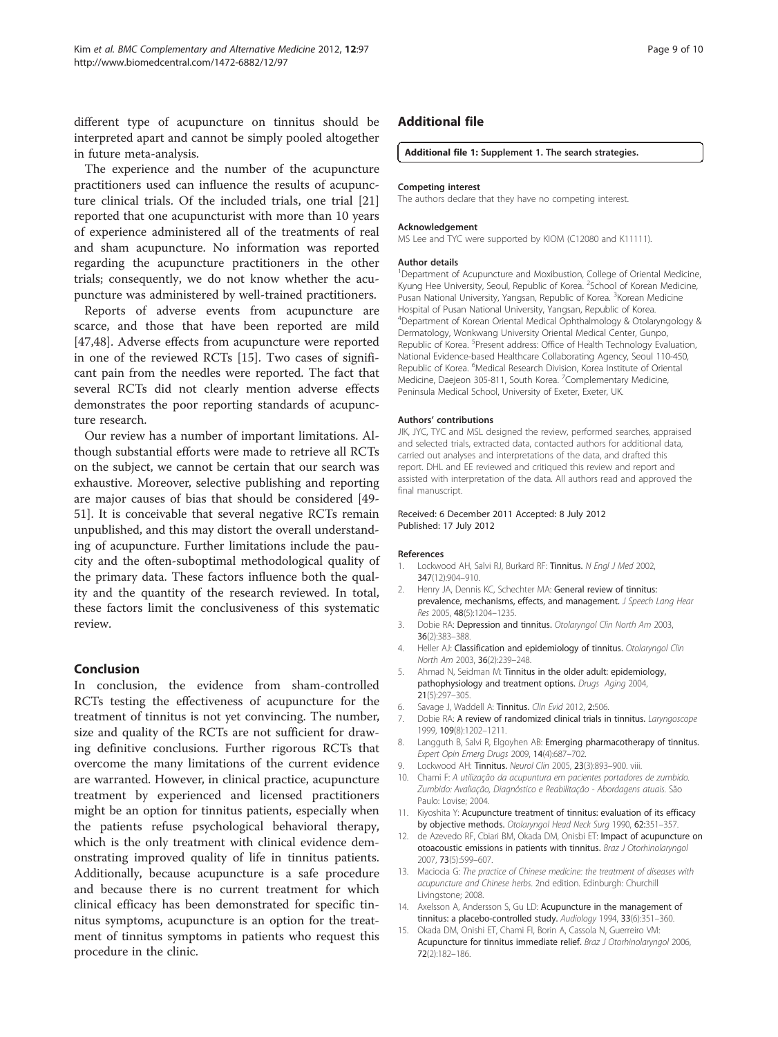different type of acupuncture on tinnitus should be interpreted apart and cannot be simply pooled altogether in future meta-analysis.

The experience and the number of the acupuncture practitioners used can influence the results of acupuncture clinical trials. Of the included trials, one trial [21] reported that one acupuncturist with more than 10 years of experience administered all of the treatments of real and sham acupuncture. No information was reported regarding the acupuncture practitioners in the other trials; consequently, we do not know whether the acupuncture was administered by well-trained practitioners.

Reports of adverse events from acupuncture are scarce, and those that have been reported are mild [47,48]. Adverse effects from acupuncture were reported in one of the reviewed RCTs [15]. Two cases of significant pain from the needles were reported. The fact that several RCTs did not clearly mention adverse effects demonstrates the poor reporting standards of acupuncture research.

Our review has a number of important limitations. Although substantial efforts were made to retrieve all RCTs on the subject, we cannot be certain that our search was exhaustive. Moreover, selective publishing and reporting are major causes of bias that should be considered [49-51]. It is conceivable that several negative RCTs remain unpublished, and this may distort the overall understanding of acupuncture. Further limitations include the paucity and the often-suboptimal methodological quality of the primary data. These factors influence both the quality and the quantity of the research reviewed. In total, these factors limit the conclusiveness of this systematic review.

## Conclusion

In conclusion, the evidence from sham-controlled RCTs testing the effectiveness of acupuncture for the treatment of tinnitus is not yet convincing. The number, size and quality of the RCTs are not sufficient for drawing definitive conclusions. Further rigorous RCTs that overcome the many limitations of the current evidence are warranted. However, in clinical practice, acupuncture treatment by experienced and licensed practitioners might be an option for tinnitus patients, especially when the patients refuse psychological behavioral therapy, which is the only treatment with clinical evidence demonstrating improved quality of life in tinnitus patients. Additionally, because acupuncture is a safe procedure and because there is no current treatment for which clinical efficacy has been demonstrated for specific tinnitus symptoms, acupuncture is an option for the treatment of tinnitus symptoms in patients who request this procedure in the clinic.

## Additional file

**Additional file 1: Supplement 1. The search strategies.**

#### Competing interest

The authors declare that they have no competing interest.

#### Acknowledgement

MS Lee and TYC were supported by KIOM (C12080 and K11111).

#### Author details

[1]Department of Acupuncture and Moxibustion, College of Oriental Medicine, Kyung Hee University, Seoul, Republic of Korea. [2]School of Korean Medicine, Pusan National University, Yangsan, Republic of Korea. [3]Korean Medicine Hospital of Pusan National University, Yangsan, Republic of Korea. [4]Department of Korean Oriental Medical Ophthalmology & Otolaryngology & Dermatology, Wonkwang University Oriental Medical Center, Gunpo, Republic of Korea. [5]Present address: Office of Health Technology Evaluation, National Evidence-based Healthcare Collaborating Agency, Seoul 110-450, Republic of Korea. [6]Medical Research Division, Korea Institute of Oriental Medicine, Daejeon 305-811, South Korea. [7]Complementary Medicine, Peninsula Medical School, University of Exeter, Exeter, UK.

#### Authors' contributions

JIK, JYC, TYC and MSL designed the review, performed searches, appraised and selected trials, extracted data, contacted authors for additional data, carried out analyses and interpretations of the data, and drafted this report. DHL and EE reviewed and critiqued this review and report and assisted with interpretation of the data. All authors read and approved the final manuscript.

Received: 6 December 2011 Accepted: 8 July 2012
Published: 17 July 2012

#### References

1. Lockwood AH, Salvi RJ, Burkard RF: **Tinnitus.** *N Engl J Med* 2002, **347**(12):904–910.
2. Henry JA, Dennis KC, Schechter MA: **General review of tinnitus: prevalence, mechanisms, effects, and management.** *J Speech Lang Hear Res* 2005, **48**(5):1204–1235.
3. Dobie RA: **Depression and tinnitus.** *Otolaryngol Clin North Am* 2003, **36**(2):383–388.
4. Heller AJ: **Classification and epidemiology of tinnitus.** *Otolaryngol Clin North Am* 2003, **36**(2):239–248.
5. Ahmad N, Seidman M: **Tinnitus in the older adult: epidemiology, pathophysiology and treatment options.** *Drugs Aging* 2004, **21**(5):297–305.
6. Savage J, Waddell A: **Tinnitus.** *Clin Evid* 2012, **2:**506.
7. Dobie RA: **A review of randomized clinical trials in tinnitus.** *Laryngoscope* 1999, **109**(8):1202–1211.
8. Langguth B, Salvi R, Elgoyhen AB: **Emerging pharmacotherapy of tinnitus.** *Expert Opin Emerg Drugs* 2009, **14**(4):687–702.
9. Lockwood AH: **Tinnitus.** *Neurol Clin* 2005, **23**(3):893–900. viii.
10. Chami F: *A utilização da acupuntura em pacientes portadores de zumbido. Zumbido: Avaliação, Diagnóstico e Reabilitação - Abordagens atuais.* São Paulo: Lovise; 2004.
11. Kiyoshita Y: **Acupuncture treatment of tinnitus: evaluation of its efficacy by objective methods.** *Otolaryngol Head Neck Surg* 1990, **62:**351–357.
12. de Azevedo RF, Cbiari BM, Okada DM, Onisbi ET: **Impact of acupuncture on otoacoustic emissions in patients with tinnitus.** *Braz J Otorhinolaryngol* 2007, **73**(5):599–607.
13. Maciocia G: *The practice of Chinese medicine: the treatment of diseases with acupuncture and Chinese herbs.* 2nd edition. Edinburgh: Churchill Livingstone; 2008.
14. Axelsson A, Andersson S, Gu LD: **Acupuncture in the management of tinnitus: a placebo-controlled study.** *Audiology* 1994, **33**(6):351–360.
15. Okada DM, Onishi ET, Chami FI, Borin A, Cassola N, Guerreiro VM: **Acupuncture for tinnitus immediate relief.** *Braz J Otorhinolaryngol* 2006, **72**(2):182–186.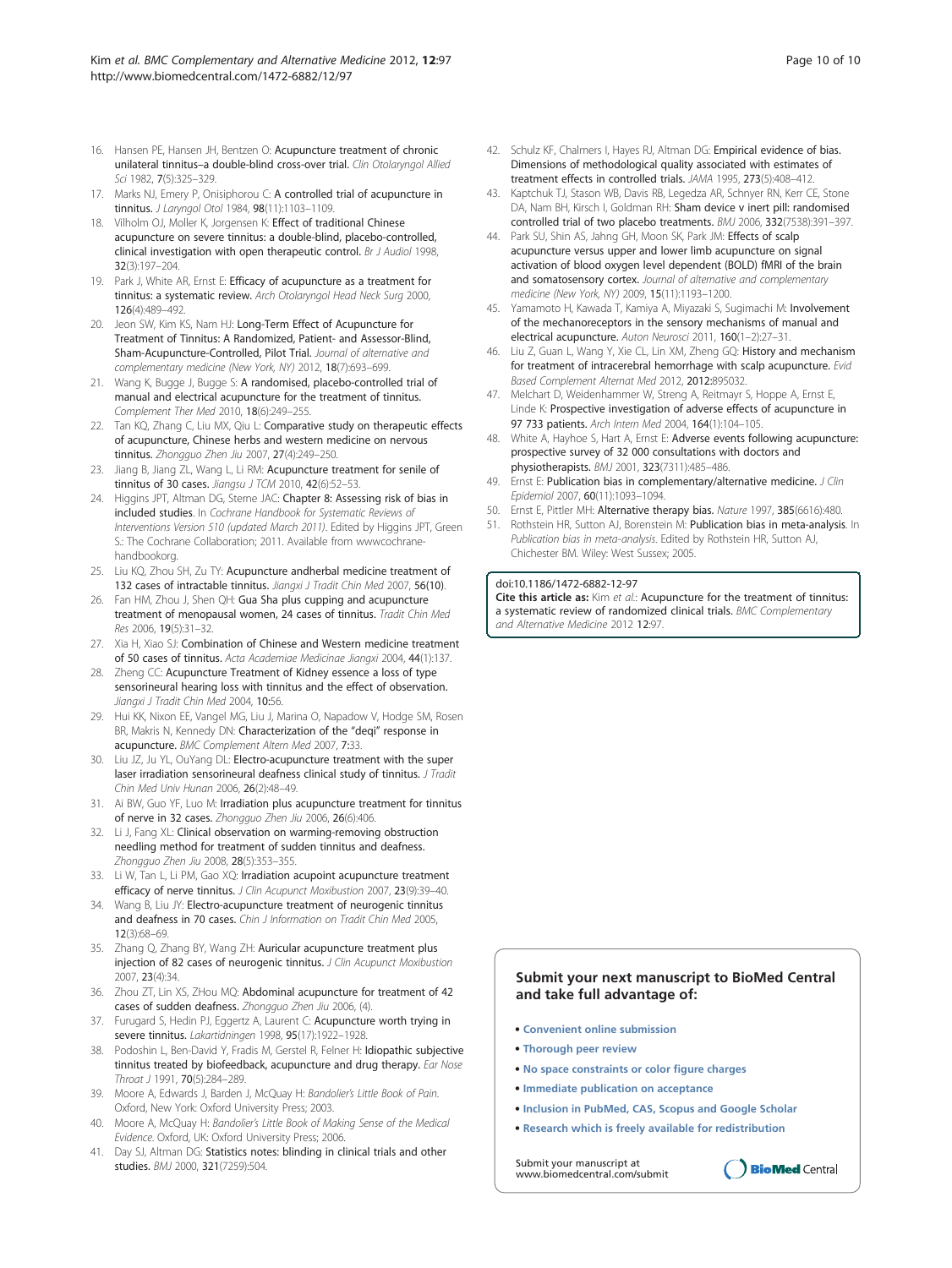16. Hansen PE, Hansen JH, Bentzen O: **Acupuncture treatment of chronic unilateral tinnitus–a double-blind cross-over trial.** *Clin Otolaryngol Allied Sci* 1982, **7**(5):325–329.
17. Marks NJ, Emery P, Onisiphorou C: **A controlled trial of acupuncture in tinnitus.** *J Laryngol Otol* 1984, **98**(11):1103–1109.
18. Vilholm OJ, Moller K, Jorgensen K: **Effect of traditional Chinese acupuncture on severe tinnitus: a double-blind, placebo-controlled, clinical investigation with open therapeutic control.** *Br J Audiol* 1998, **32**(3):197–204.
19. Park J, White AR, Ernst E: **Efficacy of acupuncture as a treatment for tinnitus: a systematic review.** *Arch Otolaryngol Head Neck Surg* 2000, **126**(4):489–492.
20. Jeon SW, Kim KS, Nam HJ: **Long-Term Effect of Acupuncture for Treatment of Tinnitus: A Randomized, Patient- and Assessor-Blind, Sham-Acupuncture-Controlled, Pilot Trial.** *Journal of alternative and complementary medicine (New York, NY)* 2012, **18**(7):693–699.
21. Wang K, Bugge J, Bugge S: **A randomised, placebo-controlled trial of manual and electrical acupuncture for the treatment of tinnitus.** *Complement Ther Med* 2010, **18**(6):249–255.
22. Tan KQ, Zhang C, Liu MX, Qiu L: **Comparative study on therapeutic effects of acupuncture, Chinese herbs and western medicine on nervous tinnitus.** *Zhongguo Zhen Jiu* 2007, **27**(4):249–250.
23. Jiang B, Jiang ZL, Wang L, Li RM: **Acupuncture treatment for senile of tinnitus of 30 cases.** *Jiangsu J TCM* 2010, **42**(6):52–53.
24. Higgins JPT, Altman DG, Sterne JAC: **Chapter 8: Assessing risk of bias in included studies.** In *Cochrane Handbook for Systematic Reviews of Interventions Version 510 (updated March 2011)*. Edited by Higgins JPT, Green S.: The Cochrane Collaboration; 2011. Available from wwwcochrane-handbookorg.
25. Liu KQ, Zhou SH, Zu TY: **Acupuncture andherbal medicine treatment of 132 cases of intractable tinnitus.** *Jiangxi J Tradit Chin Med* 2007, **56**(10).
26. Fan HM, Zhou J, Shen QH: **Gua Sha plus cupping and acupuncture treatment of menopausal women, 24 cases of tinnitus.** *Tradit Chin Med Res* 2006, **19**(5):31–32.
27. Xia H, Xiao SJ: **Combination of Chinese and Western medicine treatment of 50 cases of tinnitus.** *Acta Academiae Medicinae Jiangxi* 2004, **44**(1):137.
28. Zheng CC: **Acupuncture Treatment of Kidney essence a loss of type sensorineural hearing loss with tinnitus and the effect of observation.** *Jiangxi J Tradit Chin Med* 2004, **10**:56.
29. Hui KK, Nixon EE, Vangel MG, Liu J, Marina O, Napadow V, Hodge SM, Rosen BR, Makris N, Kennedy DN: **Characterization of the "deqi" response in acupuncture.** *BMC Complement Altern Med* 2007, **7**:33.
30. Liu JZ, Ju YL, OuYang DL: **Electro-acupuncture treatment with the super laser irradiation sensorineural deafness clinical study of tinnitus.** *J Tradit Chin Med Univ Hunan* 2006, **26**(2):48–49.
31. Ai BW, Guo YF, Luo M: **Irradiation plus acupuncture treatment for tinnitus of nerve in 32 cases.** *Zhongguo Zhen Jiu* 2006, **26**(6):406.
32. Li J, Fang XL: **Clinical observation on warming-removing obstruction needling method for treatment of sudden tinnitus and deafness.** *Zhongguo Zhen Jiu* 2008, **28**(5):353–355.
33. Li W, Tan L, Li PM, Gao XQ: **Irradiation acupoint acupuncture treatment efficacy of nerve tinnitus.** *J Clin Acupunct Moxibustion* 2007, **23**(9):39–40.
34. Wang B, Liu JY: **Electro-acupuncture treatment of neurogenic tinnitus and deafness in 70 cases.** *Chin J Information on Tradit Chin Med* 2005, **12**(3):68–69.
35. Zhang Q, Zhang BY, Wang ZH: **Auricular acupuncture treatment plus injection of 82 cases of neurogenic tinnitus.** *J Clin Acupunct Moxibustion* 2007, **23**(4):34.
36. Zhou ZT, Lin XS, ZHou MQ: **Abdominal acupuncture for treatment of 42 cases of sudden deafness.** *Zhongguo Zhen Jiu* 2006, (4).
37. Furugard S, Hedin PJ, Eggertz A, Laurent C: **Acupuncture worth trying in severe tinnitus.** *Lakartidningen* 1998, **95**(17):1922–1928.
38. Podoshin L, Ben-David Y, Fradis M, Gerstel R, Felner H: **Idiopathic subjective tinnitus treated by biofeedback, acupuncture and drug therapy.** *Ear Nose Throat J* 1991, **70**(5):284–289.
39. Moore A, Edwards J, Barden J, McQuay H: *Bandolier's Little Book of Pain.* Oxford, New York: Oxford University Press; 2003.
40. Moore A, McQuay H: *Bandolier's Little Book of Making Sense of the Medical Evidence.* Oxford, UK: Oxford University Press; 2006.
41. Day SJ, Altman DG: **Statistics notes: blinding in clinical trials and other studies.** *BMJ* 2000, **321**(7259):504.
42. Schulz KF, Chalmers I, Hayes RJ, Altman DG: **Empirical evidence of bias. Dimensions of methodological quality associated with estimates of treatment effects in controlled trials.** *JAMA* 1995, **273**(5):408–412.
43. Kaptchuk TJ, Stason WB, Davis RB, Legedza AR, Schnyer RN, Kerr CE, Stone DA, Nam BH, Kirsch I, Goldman RH: **Sham device v inert pill: randomised controlled trial of two placebo treatments.** *BMJ* 2006, **332**(7538):391–397.
44. Park SU, Shin AS, Jahng GH, Moon SK, Park JM: **Effects of scalp acupuncture versus upper and lower limb acupuncture on signal activation of blood oxygen level dependent (BOLD) fMRI of the brain and somatosensory cortex.** *Journal of alternative and complementary medicine (New York, NY)* 2009, **15**(11):1193–1200.
45. Yamamoto H, Kawada T, Kamiya A, Miyazaki S, Sugimachi M: **Involvement of the mechanoreceptors in the sensory mechanisms of manual and electrical acupuncture.** *Auton Neurosci* 2011, **160**(1–2):27–31.
46. Liu Z, Guan L, Wang Y, Xie CL, Lin XM, Zheng GQ: **History and mechanism for treatment of intracerebral hemorrhage with scalp acupuncture.** *Evid Based Complement Alternat Med* 2012, **2012**:895032.
47. Melchart D, Weidenhammer W, Streng A, Reitmayr S, Hoppe A, Ernst E, Linde K: **Prospective investigation of adverse effects of acupuncture in 97 733 patients.** *Arch Intern Med* 2004, **164**(1):104–105.
48. White A, Hayhoe S, Hart A, Ernst E: **Adverse events following acupuncture: prospective survey of 32 000 consultations with doctors and physiotherapists.** *BMJ* 2001, **323**(7311):485–486.
49. Ernst E: **Publication bias in complementary/alternative medicine.** *J Clin Epidemiol* 2007, **60**(11):1093–1094.
50. Ernst E, Pittler MH: **Alternative therapy bias.** *Nature* 1997, **385**(6616):480.
51. Rothstein HR, Sutton AJ, Borenstein M: **Publication bias in meta-analysis.** In *Publication bias in meta-analysis*. Edited by Rothstein HR, Sutton AJ, Chichester BM. Wiley: West Sussex; 2005.

doi:10.1186/1472-6882-12-97

**Cite this article as:** Kim *et al.*: Acupuncture for the treatment of tinnitus: a systematic review of randomized clinical trials. *BMC Complementary and Alternative Medicine* 2012 **12**:97.

**Submit your next manuscript to BioMed Central and take full advantage of:**

- **Convenient online submission**
- **Thorough peer review**
- **No space constraints or color figure charges**
- **Immediate publication on acceptance**
- **Inclusion in PubMed, CAS, Scopus and Google Scholar**
- **Research which is freely available for redistribution**

Submit your manuscript at
www.biomedcentral.com/submit

BioMed Central